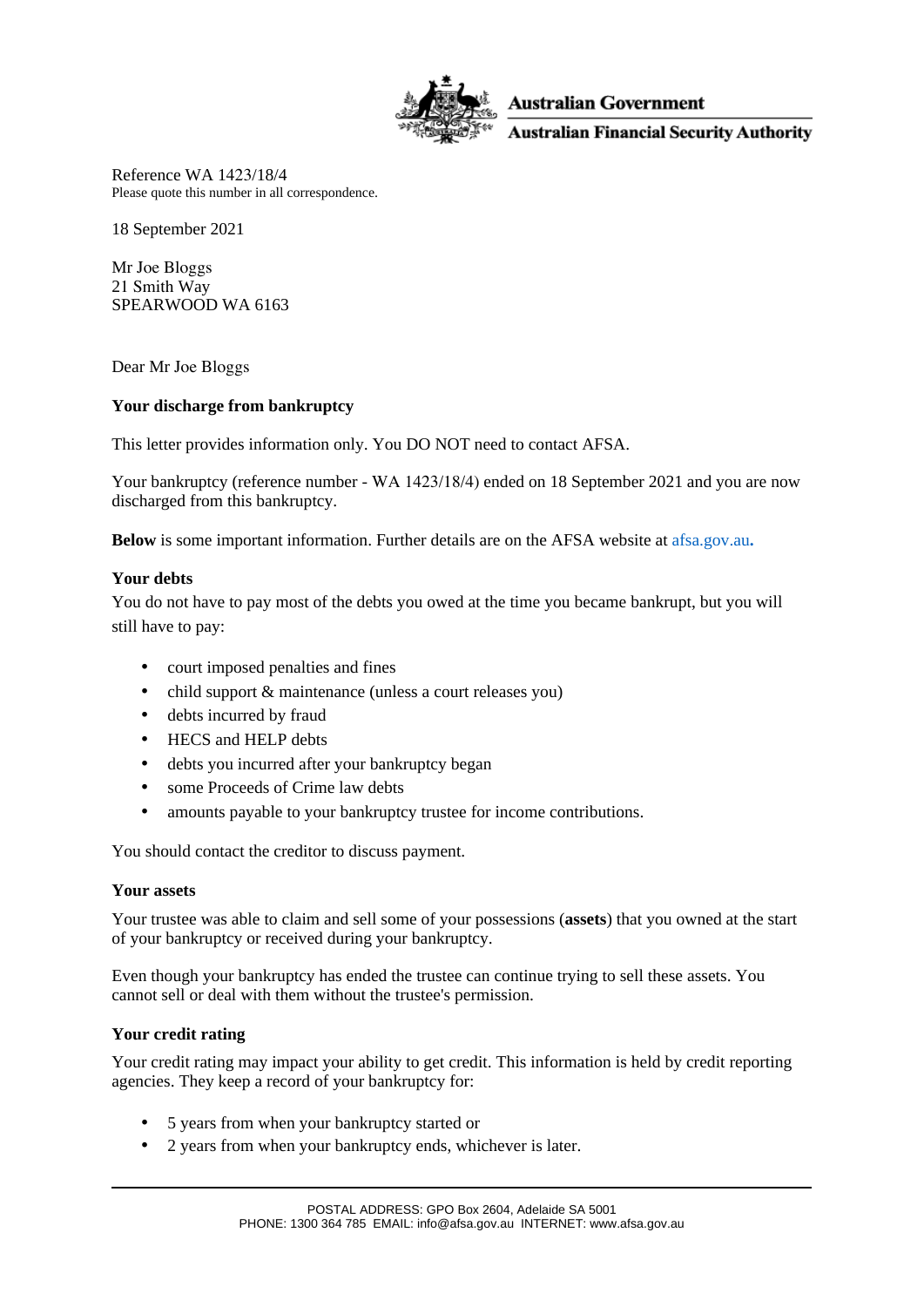**Australian Government**

**Australian Financial Security Authority**

Reference WA 1423/18/4
Please quote this number in all correspondence.

18 September 2021

Mr Joe Bloggs
21 Smith Way
SPEARWOOD WA 6163

Dear Mr Joe Bloggs

**Your discharge from bankruptcy**

This letter provides information only. You DO NOT need to contact AFSA.

Your bankruptcy (reference number - WA 1423/18/4) ended on 18 September 2021 and you are now discharged from this bankruptcy.

**Below** is some important information. Further details are on the AFSA website at afsa.gov.au**.**

**Your debts**

You do not have to pay most of the debts you owed at the time you became bankrupt, but you will still have to pay:

- court imposed penalties and fines
- child support & maintenance (unless a court releases you)
- debts incurred by fraud
- HECS and HELP debts
- debts you incurred after your bankruptcy began
- some Proceeds of Crime law debts
- amounts payable to your bankruptcy trustee for income contributions.

You should contact the creditor to discuss payment.

**Your assets**

Your trustee was able to claim and sell some of your possessions (**assets**) that you owned at the start of your bankruptcy or received during your bankruptcy.

Even though your bankruptcy has ended the trustee can continue trying to sell these assets. You cannot sell or deal with them without the trustee's permission.

**Your credit rating**

Your credit rating may impact your ability to get credit. This information is held by credit reporting agencies. They keep a record of your bankruptcy for:

- 5 years from when your bankruptcy started or
- 2 years from when your bankruptcy ends, whichever is later.

POSTAL ADDRESS: GPO Box 2604, Adelaide SA 5001
PHONE: 1300 364 785 EMAIL: info@afsa.gov.au INTERNET: www.afsa.gov.au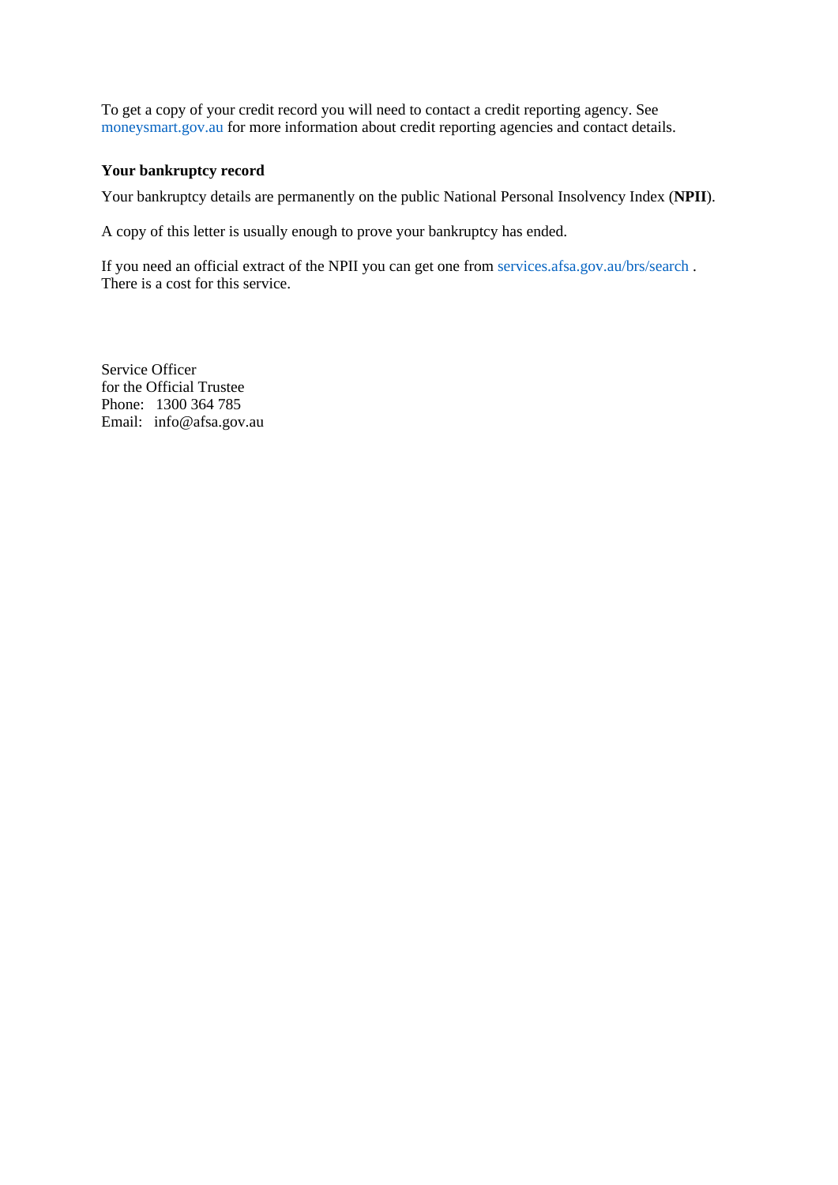To get a copy of your credit record you will need to contact a credit reporting agency. See moneysmart.gov.au for more information about credit reporting agencies and contact details.

**Your bankruptcy record**

Your bankruptcy details are permanently on the public National Personal Insolvency Index (**NPII**).

A copy of this letter is usually enough to prove your bankruptcy has ended.

If you need an official extract of the NPII you can get one from services.afsa.gov.au/brs/search . There is a cost for this service.

Service Officer  
for the Official Trustee  
Phone: 1300 364 785  
Email: info@afsa.gov.au